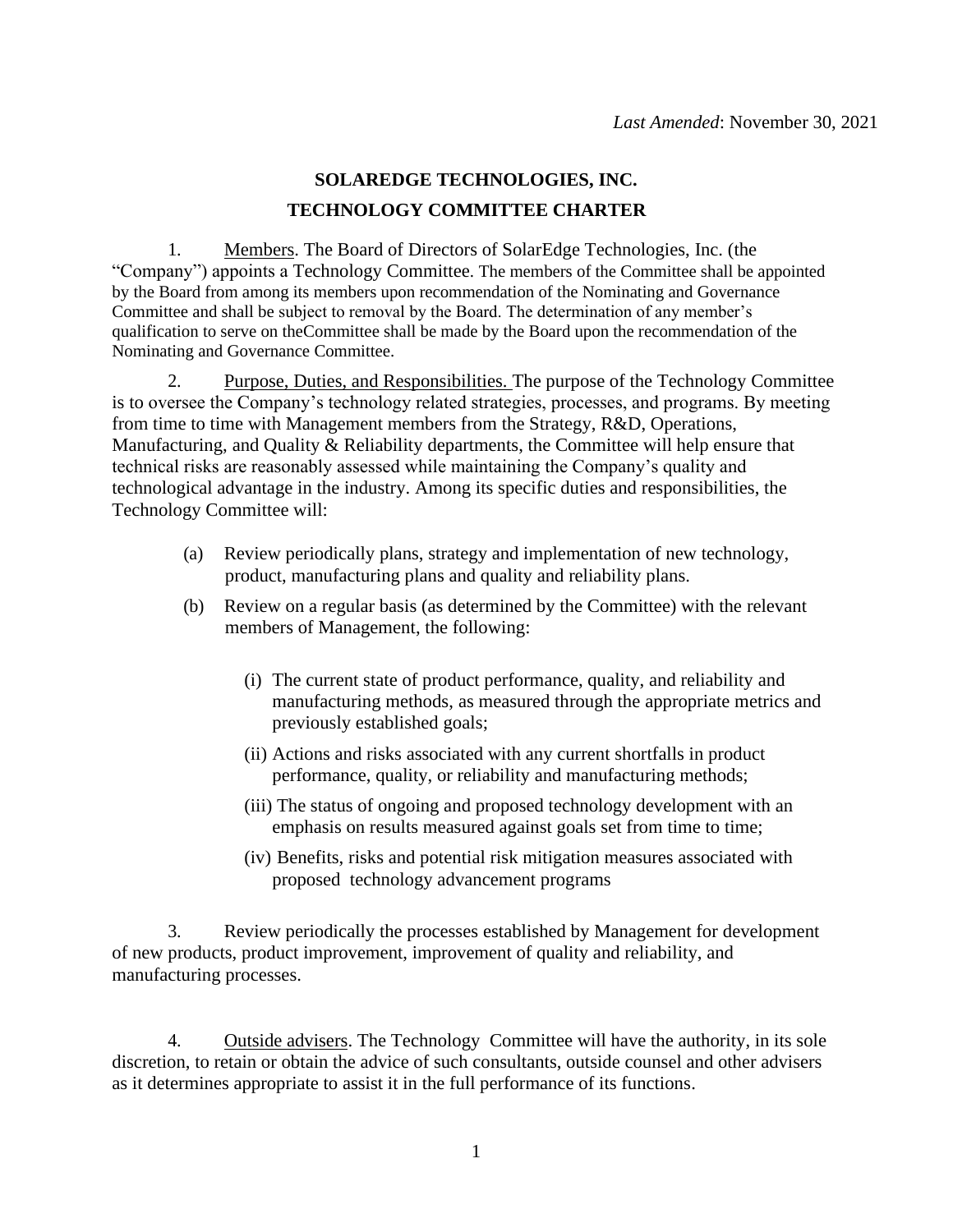*Last Amended*: November 30, 2021

# SOLAREDGE TECHNOLOGIES, INC.

## TECHNOLOGY COMMITTEE CHARTER

1. Members. The Board of Directors of SolarEdge Technologies, Inc. (the "Company") appoints a Technology Committee. The members of the Committee shall be appointed by the Board from among its members upon recommendation of the Nominating and Governance Committee and shall be subject to removal by the Board. The determination of any member's qualification to serve on theCommittee shall be made by the Board upon the recommendation of the Nominating and Governance Committee.

2. Purpose, Duties, and Responsibilities. The purpose of the Technology Committee is to oversee the Company's technology related strategies, processes, and programs. By meeting from time to time with Management members from the Strategy, R&D, Operations, Manufacturing, and Quality & Reliability departments, the Committee will help ensure that technical risks are reasonably assessed while maintaining the Company's quality and technological advantage in the industry. Among its specific duties and responsibilities, the Technology Committee will:

   (a) Review periodically plans, strategy and implementation of new technology, product, manufacturing plans and quality and reliability plans.

   (b) Review on a regular basis (as determined by the Committee) with the relevant members of Management, the following:

      (i) The current state of product performance, quality, and reliability and manufacturing methods, as measured through the appropriate metrics and previously established goals;

      (ii) Actions and risks associated with any current shortfalls in product performance, quality, or reliability and manufacturing methods;

      (iii) The status of ongoing and proposed technology development with an emphasis on results measured against goals set from time to time;

      (iv) Benefits, risks and potential risk mitigation measures associated with proposed technology advancement programs

3. Review periodically the processes established by Management for development of new products, product improvement, improvement of quality and reliability, and manufacturing processes.

4. Outside advisers. The Technology Committee will have the authority, in its sole discretion, to retain or obtain the advice of such consultants, outside counsel and other advisers as it determines appropriate to assist it in the full performance of its functions.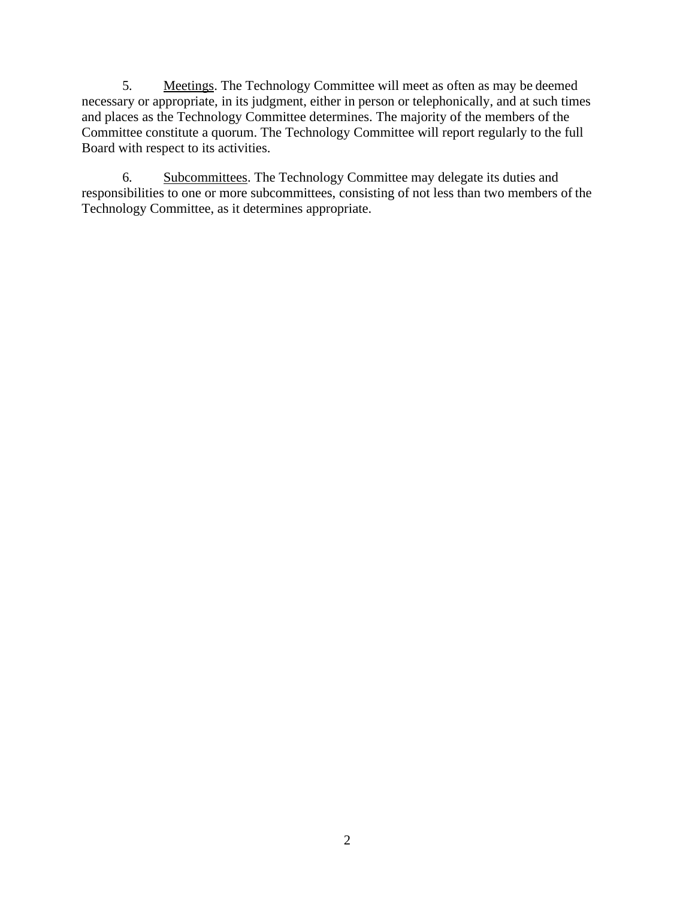5. Meetings. The Technology Committee will meet as often as may be deemed necessary or appropriate, in its judgment, either in person or telephonically, and at such times and places as the Technology Committee determines. The majority of the members of the Committee constitute a quorum. The Technology Committee will report regularly to the full Board with respect to its activities.

6. Subcommittees. The Technology Committee may delegate its duties and responsibilities to one or more subcommittees, consisting of not less than two members of the Technology Committee, as it determines appropriate.